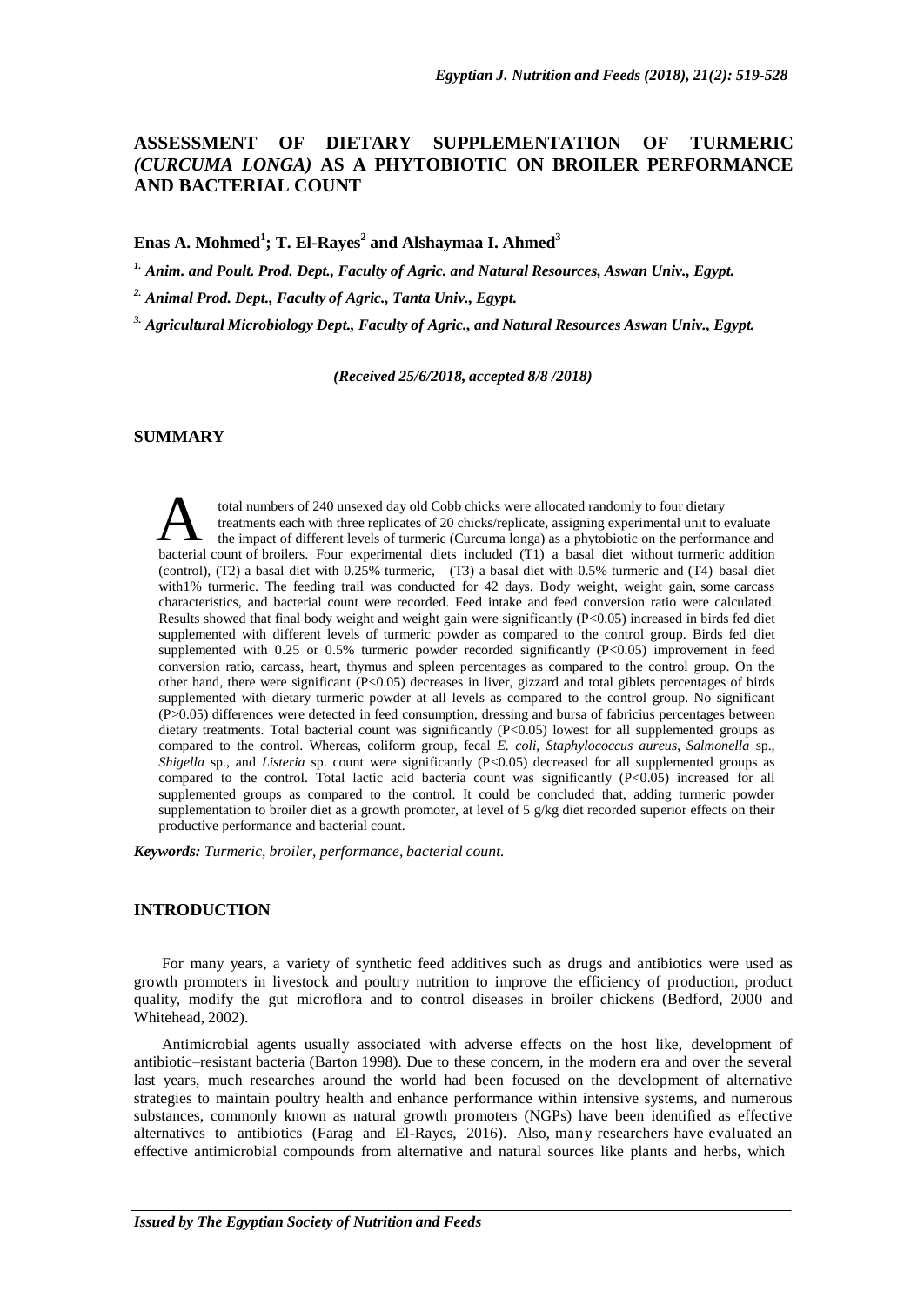# ASSESSMENT OF DIETARY SUPPLEMENTATION OF TURMERIC *(CURCUMA LONGA)* AS A PHYTOBIOTIC ON BROILER PERFORMANCE AND BACTERIAL COUNT

**Enas A. Mohmed[1]; T. El-Rayes[2] and Alshaymaa I. Ahmed[3]**

*[1] Anim. and Poult. Prod. Dept., Faculty of Agric. and Natural Resources, Aswan Univ., Egypt.*

*[2] Animal Prod. Dept., Faculty of Agric., Tanta Univ., Egypt.*

*[3] Agricultural Microbiology Dept., Faculty of Agric., and Natural Resources Aswan Univ., Egypt.*

*(Received 25/6/2018, accepted 8/8 /2018)*

## SUMMARY

A total numbers of 240 unsexed day old Cobb chicks were allocated randomly to four dietary treatments each with three replicates of 20 chicks/replicate, assigning experimental unit to evaluate the impact of different levels of turmeric (Curcuma longa) as a phytobiotic on the performance and bacterial count of broilers. Four experimental diets included (T1) a basal diet without turmeric addition (control), (T2) a basal diet with 0.25% turmeric, (T3) a basal diet with 0.5% turmeric and (T4) basal diet with1% turmeric. The feeding trail was conducted for 42 days. Body weight, weight gain, some carcass characteristics, and bacterial count were recorded. Feed intake and feed conversion ratio were calculated. Results showed that final body weight and weight gain were significantly ($P<0.05$) increased in birds fed diet supplemented with different levels of turmeric powder as compared to the control group. Birds fed diet supplemented with 0.25 or 0.5% turmeric powder recorded significantly ($P<0.05$) improvement in feed conversion ratio, carcass, heart, thymus and spleen percentages as compared to the control group. On the other hand, there were significant ($P<0.05$) decreases in liver, gizzard and total giblets percentages of birds supplemented with dietary turmeric powder at all levels as compared to the control group. No significant ($P>0.05$) differences were detected in feed consumption, dressing and bursa of fabricius percentages between dietary treatments. Total bacterial count was significantly ($P<0.05$) lowest for all supplemented groups as compared to the control. Whereas, coliform group, fecal *E. coli*, *Staphylococcus aureus*, *Salmonella* sp., *Shigella* sp., and *Listeria* sp. count were significantly ($P<0.05$) decreased for all supplemented groups as compared to the control. Total lactic acid bacteria count was significantly ($P<0.05$) increased for all supplemented groups as compared to the control. It could be concluded that, adding turmeric powder supplementation to broiler diet as a growth promoter, at level of 5 g/kg diet recorded superior effects on their productive performance and bacterial count.

***Keywords:*** *Turmeric, broiler, performance, bacterial count.*

## INTRODUCTION

For many years, a variety of synthetic feed additives such as drugs and antibiotics were used as growth promoters in livestock and poultry nutrition to improve the efficiency of production, product quality, modify the gut microflora and to control diseases in broiler chickens (Bedford, 2000 and Whitehead, 2002).

Antimicrobial agents usually associated with adverse effects on the host like, development of antibiotic–resistant bacteria (Barton 1998). Due to these concern, in the modern era and over the several last years, much researches around the world had been focused on the development of alternative strategies to maintain poultry health and enhance performance within intensive systems, and numerous substances, commonly known as natural growth promoters (NGPs) have been identified as effective alternatives to antibiotics (Farag and El-Rayes, 2016). Also, many researchers have evaluated an effective antimicrobial compounds from alternative and natural sources like plants and herbs, which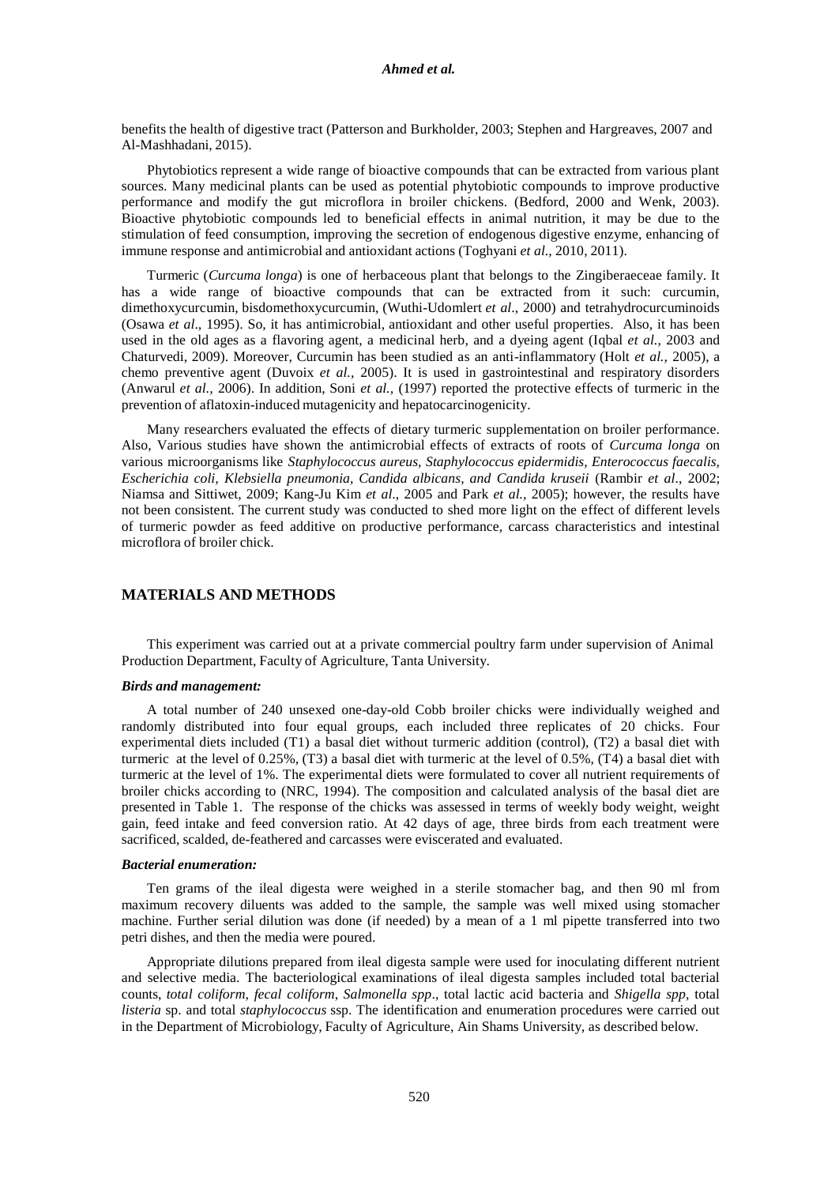benefits the health of digestive tract (Patterson and Burkholder, 2003; Stephen and Hargreaves, 2007 and Al-Mashhadani, 2015).

Phytobiotics represent a wide range of bioactive compounds that can be extracted from various plant sources. Many medicinal plants can be used as potential phytobiotic compounds to improve productive performance and modify the gut microflora in broiler chickens. (Bedford, 2000 and Wenk, 2003). Bioactive phytobiotic compounds led to beneficial effects in animal nutrition, it may be due to the stimulation of feed consumption, improving the secretion of endogenous digestive enzyme, enhancing of immune response and antimicrobial and antioxidant actions (Toghyani *et al*., 2010, 2011).

Turmeric (*Curcuma longa*) is one of herbaceous plant that belongs to the Zingiberaeceae family. It has a wide range of bioactive compounds that can be extracted from it such: curcumin, dimethoxycurcumin, bisdomethoxycurcumin, (Wuthi-Udomlert *et al*., 2000) and tetrahydrocurcuminoids (Osawa *et al*., 1995). So, it has antimicrobial, antioxidant and other useful properties. Also, it has been used in the old ages as a flavoring agent, a medicinal herb, and a dyeing agent (Iqbal *et al.,* 2003 and Chaturvedi, 2009). Moreover, Curcumin has been studied as an anti-inflammatory (Holt *et al.,* 2005), a chemo preventive agent (Duvoix *et al.,* 2005). It is used in gastrointestinal and respiratory disorders (Anwarul *et al.,* 2006). In addition, Soni *et al.,* (1997) reported the protective effects of turmeric in the prevention of aflatoxin-induced mutagenicity and hepatocarcinogenicity.

Many researchers evaluated the effects of dietary turmeric supplementation on broiler performance. Also, Various studies have shown the antimicrobial effects of extracts of roots of *Curcuma longa* on various microorganisms like *Staphylococcus aureus, Staphylococcus epidermidis, Enterococcus faecalis, Escherichia coli, Klebsiella pneumonia, Candida albicans, and Candida kruseii* (Rambir *et al*., 2002; Niamsa and Sittiwet, 2009; Kang-Ju Kim *et al*., 2005 and Park *et al.,* 2005); however, the results have not been consistent. The current study was conducted to shed more light on the effect of different levels of turmeric powder as feed additive on productive performance, carcass characteristics and intestinal microflora of broiler chick.

## MATERIALS AND METHODS

This experiment was carried out at a private commercial poultry farm under supervision of Animal Production Department, Faculty of Agriculture, Tanta University.

### *Birds and management:*

A total number of 240 unsexed one-day-old Cobb broiler chicks were individually weighed and randomly distributed into four equal groups, each included three replicates of 20 chicks. Four experimental diets included (T1) a basal diet without turmeric addition (control), (T2) a basal diet with turmeric at the level of 0.25%, (T3) a basal diet with turmeric at the level of 0.5%, (T4) a basal diet with turmeric at the level of 1%. The experimental diets were formulated to cover all nutrient requirements of broiler chicks according to (NRC, 1994). The composition and calculated analysis of the basal diet are presented in Table 1. The response of the chicks was assessed in terms of weekly body weight, weight gain, feed intake and feed conversion ratio. At 42 days of age, three birds from each treatment were sacrificed, scalded, de-feathered and carcasses were eviscerated and evaluated.

### *Bacterial enumeration:*

Ten grams of the ileal digesta were weighed in a sterile stomacher bag, and then 90 ml from maximum recovery diluents was added to the sample, the sample was well mixed using stomacher machine. Further serial dilution was done (if needed) by a mean of a 1 ml pipette transferred into two petri dishes, and then the media were poured.

Appropriate dilutions prepared from ileal digesta sample were used for inoculating different nutrient and selective media. The bacteriological examinations of ileal digesta samples included total bacterial counts, *total coliform, fecal coliform, Salmonella spp*., total lactic acid bacteria and *Shigella spp,* total *listeria* sp. and total *staphylococcus* ssp. The identification and enumeration procedures were carried out in the Department of Microbiology, Faculty of Agriculture, Ain Shams University, as described below.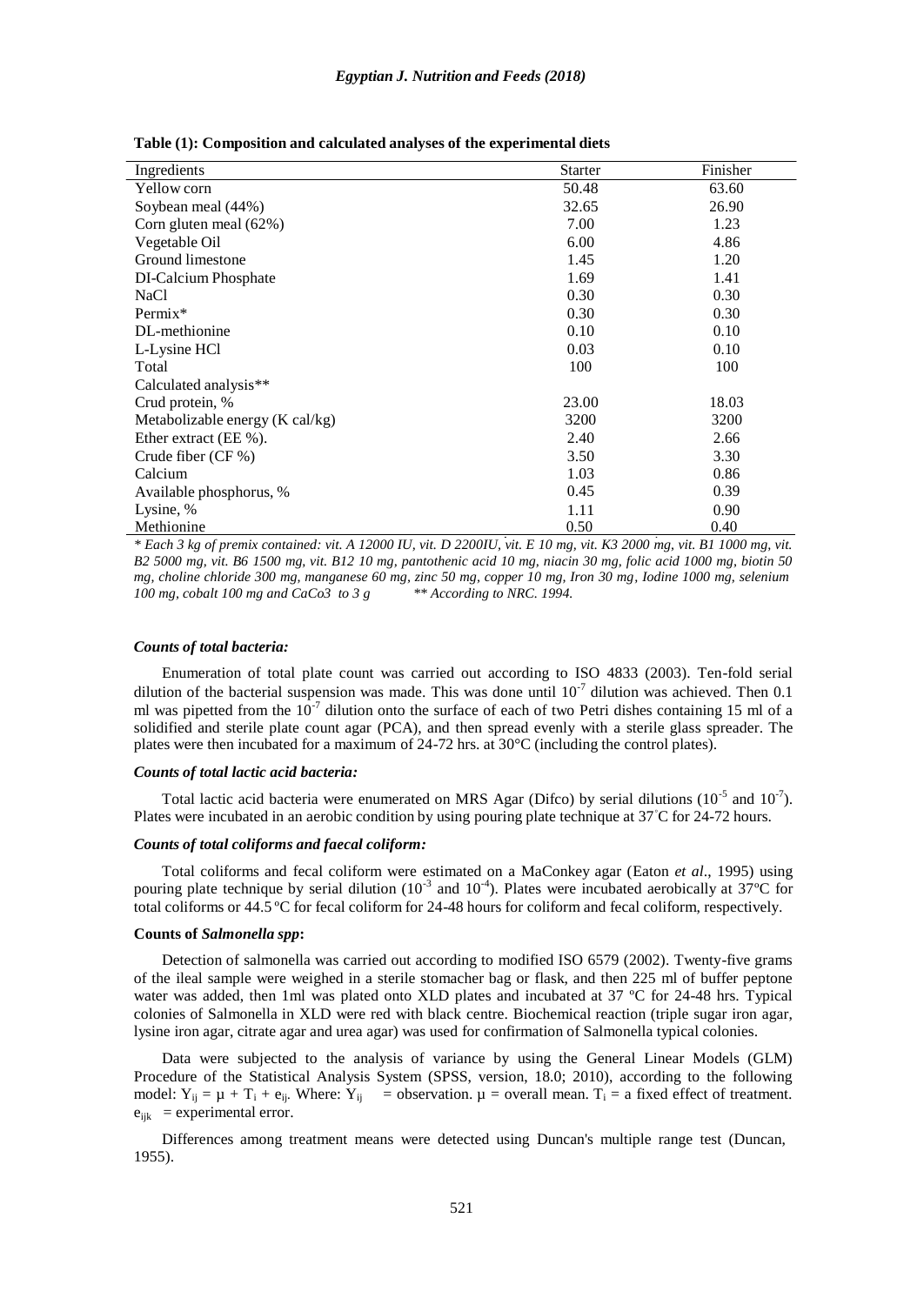**Table (1): Composition and calculated analyses of the experimental diets**

| Ingredients | Starter | Finisher |
|---|---|---|
| Yellow corn | 50.48 | 63.60 |
| Soybean meal (44%) | 32.65 | 26.90 |
| Corn gluten meal (62%) | 7.00 | 1.23 |
| Vegetable Oil | 6.00 | 4.86 |
| Ground limestone | 1.45 | 1.20 |
| DI-Calcium Phosphate | 1.69 | 1.41 |
| NaCl | 0.30 | 0.30 |
| Permix* | 0.30 | 0.30 |
| DL-methionine | 0.10 | 0.10 |
| L-Lysine HCl | 0.03 | 0.10 |
| Total | 100 | 100 |
| Calculated analysis** | | |
| Crud protein, % | 23.00 | 18.03 |
| Metabolizable energy (K cal/kg) | 3200 | 3200 |
| Ether extract (EE %). | 2.40 | 2.66 |
| Crude fiber (CF %) | 3.50 | 3.30 |
| Calcium | 1.03 | 0.86 |
| Available phosphorus, % | 0.45 | 0.39 |
| Lysine, % | 1.11 | 0.90 |
| Methionine | 0.50 | 0.40 |

*\* Each 3 kg of premix contained: vit. A 12000 IU, vit. D 2200IU, vit. E 10 mg, vit. K3 2000 mg, vit. B1 1000 mg, vit. B2 5000 mg, vit. B6 1500 mg, vit. B12 10 mg, pantothenic acid 10 mg, niacin 30 mg, folic acid 1000 mg, biotin 50 mg, choline chloride 300 mg, manganese 60 mg, zinc 50 mg, copper 10 mg, Iron 30 mg, Iodine 1000 mg, selenium 100 mg, cobalt 100 mg and CaCo3 to 3 g \*\* According to NRC. 1994.*

#### *Counts of total bacteria:*

Enumeration of total plate count was carried out according to ISO 4833 (2003). Ten-fold serial dilution of the bacterial suspension was made. This was done until $10^{-7}$ dilution was achieved. Then 0.1 ml was pipetted from the $10^{-7}$ dilution onto the surface of each of two Petri dishes containing 15 ml of a solidified and sterile plate count agar (PCA), and then spread evenly with a sterile glass spreader. The plates were then incubated for a maximum of 24-72 hrs. at 30°C (including the control plates).

#### *Counts of total lactic acid bacteria:*

Total lactic acid bacteria were enumerated on MRS Agar (Difco) by serial dilutions ($10^{-5}$ and $10^{-7}$). Plates were incubated in an aerobic condition by using pouring plate technique at 37˚C for 24-72 hours.

#### *Counts of total coliforms and faecal coliform:*

Total coliforms and fecal coliform were estimated on a MaConkey agar (Eaton *et al*., 1995) using pouring plate technique by serial dilution ($10^{-3}$ and $10^{-4}$). Plates were incubated aerobically at 37ºC for total coliforms or 44.5 ºC for fecal coliform for 24-48 hours for coliform and fecal coliform, respectively.

#### **Counts of *Salmonella spp*:**

Detection of salmonella was carried out according to modified ISO 6579 (2002). Twenty-five grams of the ileal sample were weighed in a sterile stomacher bag or flask, and then 225 ml of buffer peptone water was added, then 1ml was plated onto XLD plates and incubated at 37 ºC for 24-48 hrs. Typical colonies of Salmonella in XLD were red with black centre. Biochemical reaction (triple sugar iron agar, lysine iron agar, citrate agar and urea agar) was used for confirmation of Salmonella typical colonies.

Data were subjected to the analysis of variance by using the General Linear Models (GLM) Procedure of the Statistical Analysis System (SPSS, version, 18.0; 2010), according to the following model: $Y_{ij} = \mu + T_i + e_{ij}$. Where: $Y_{ij}$ = observation. $\mu$ = overall mean. $T_i$ = a fixed effect of treatment. $e_{ijk}$ = experimental error.

Differences among treatment means were detected using Duncan's multiple range test (Duncan, 1955).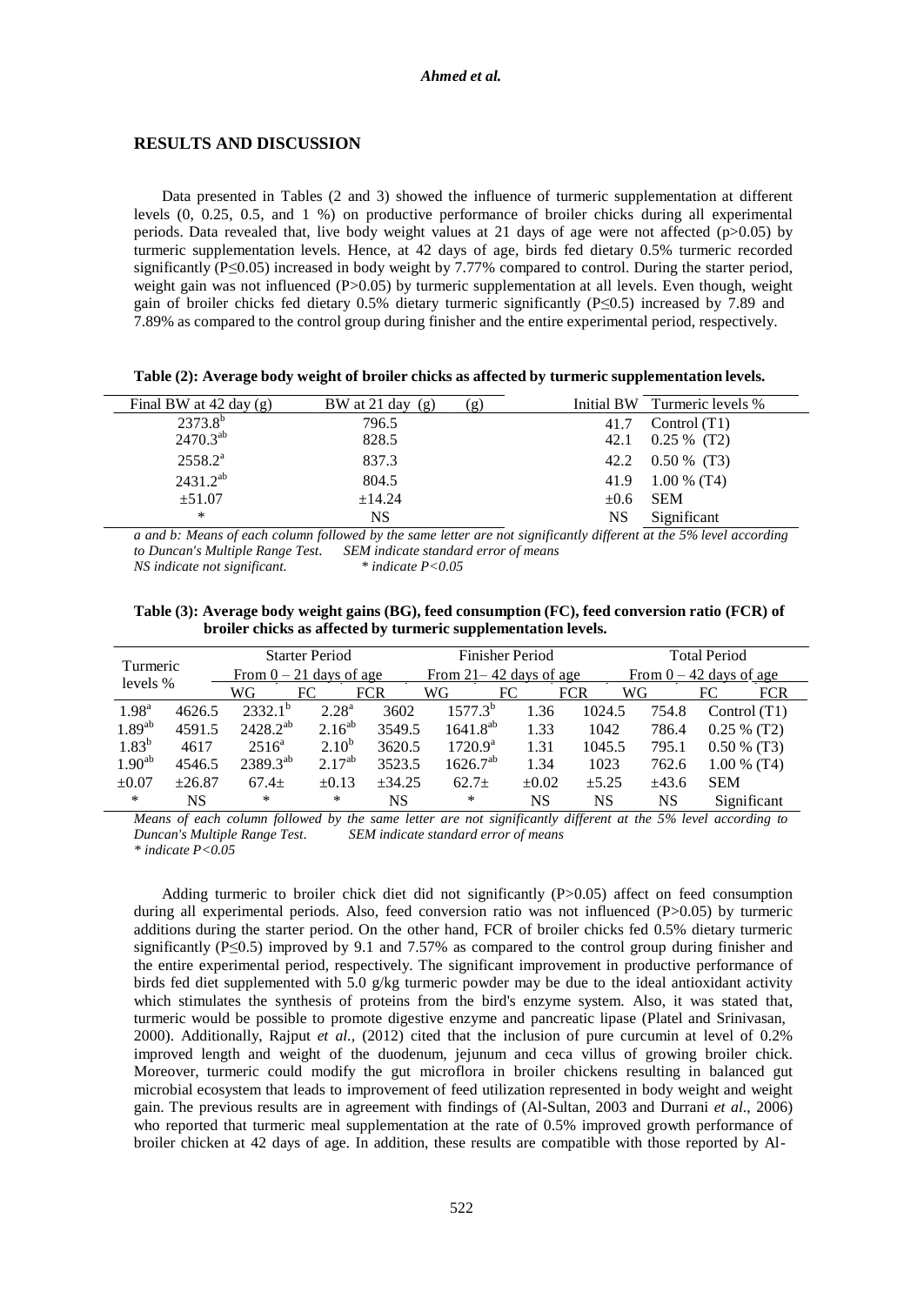## RESULTS AND DISCUSSION

Data presented in Tables (2 and 3) showed the influence of turmeric supplementation at different levels (0, 0.25, 0.5, and 1 %) on productive performance of broiler chicks during all experimental periods. Data revealed that, live body weight values at 21 days of age were not affected (p>0.05) by turmeric supplementation levels. Hence, at 42 days of age, birds fed dietary 0.5% turmeric recorded significantly (P≤0.05) increased in body weight by 7.77% compared to control. During the starter period, weight gain was not influenced (P>0.05) by turmeric supplementation at all levels. Even though, weight gain of broiler chicks fed dietary 0.5% dietary turmeric significantly (P≤0.5) increased by 7.89 and 7.89% as compared to the control group during finisher and the entire experimental period, respectively.

**Table (2): Average body weight of broiler chicks as affected by turmeric supplementation levels.**

| Final BW at 42 day (g) | BW at 21 day (g) | Initial BW (g) | Turmeric levels % |
|---|---|---|---|
| 2373.8[b] | 796.5 | 41.7 | Control (T1) |
| 2470.3[ab] | 828.5 | 42.1 | 0.25 % (T2) |
| 2558.2[a] | 837.3 | 42.2 | 0.50 % (T3) |
| 2431.2[ab] | 804.5 | 41.9 | 1.00 % (T4) |
| ±51.07 | ±14.24 | ±0.6 | SEM |
| * | NS | NS | Significant |

*a and b: Means of each column followed by the same letter are not significantly different at the 5% level according to Duncan's Multiple Range Test. SEM indicate standard error of means*
*NS indicate not significant. \* indicate P<0.05*

**Table (3): Average body weight gains (BG), feed consumption (FC), feed conversion ratio (FCR) of broiler chicks as affected by turmeric supplementation levels.**

| Turmeric levels % | Starter Period From 0 – 21 days of age | | | Finisher Period From 21– 42 days of age | | | Total Period From 0 – 42 days of age | | |
|---|---|---|---|---|---|---|---|---|---|
| | WG | FC | FCR | WG | FC | FCR | WG | FC | FCR |
| 1.98[a] | 4626.5 | 2332.1[b] | 2.28[a] | 3602 | 1577.3[b] | 1.36 | 1024.5 | 754.8 | Control (T1) |
| 1.89[ab] | 4591.5 | 2428.2[ab] | 2.16[ab] | 3549.5 | 1641.8[ab] | 1.33 | 1042 | 786.4 | 0.25 % (T2) |
| 1.83[b] | 4617 | 2516[a] | 2.10[b] | 3620.5 | 1720.9[a] | 1.31 | 1045.5 | 795.1 | 0.50 % (T3) |
| 1.90[ab] | 4546.5 | 2389.3[ab] | 2.17[ab] | 3523.5 | 1626.7[ab] | 1.34 | 1023 | 762.6 | 1.00 % (T4) |
| ±0.07 | ±26.87 | 67.4± | ±0.13 | ±34.25 | 62.7± | ±0.02 | ±5.25 | ±43.6 | SEM |
| * | NS | * | * | NS | * | NS | NS | NS | Significant |

*Means of each column followed by the same letter are not significantly different at the 5% level according to Duncan's Multiple Range Test. SEM indicate standard error of means*
*\* indicate P<0.05*

Adding turmeric to broiler chick diet did not significantly (P>0.05) affect on feed consumption during all experimental periods. Also, feed conversion ratio was not influenced (P>0.05) by turmeric additions during the starter period. On the other hand, FCR of broiler chicks fed 0.5% dietary turmeric significantly (P≤0.5) improved by 9.1 and 7.57% as compared to the control group during finisher and the entire experimental period, respectively. The significant improvement in productive performance of birds fed diet supplemented with 5.0 g/kg turmeric powder may be due to the ideal antioxidant activity which stimulates the synthesis of proteins from the bird's enzyme system. Also, it was stated that, turmeric would be possible to promote digestive enzyme and pancreatic lipase (Platel and Srinivasan, 2000). Additionally, Rajput *et al.,* (2012) cited that the inclusion of pure curcumin at level of 0.2% improved length and weight of the duodenum, jejunum and ceca villus of growing broiler chick. Moreover, turmeric could modify the gut microflora in broiler chickens resulting in balanced gut microbial ecosystem that leads to improvement of feed utilization represented in body weight and weight gain. The previous results are in agreement with findings of (Al-Sultan, 2003 and Durrani *et al*., 2006) who reported that turmeric meal supplementation at the rate of 0.5% improved growth performance of broiler chicken at 42 days of age. In addition, these results are compatible with those reported by Al-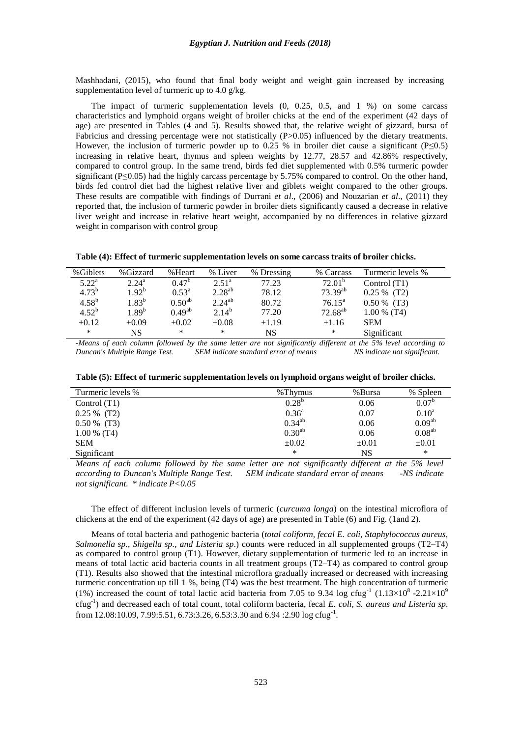Mashhadani, (2015), who found that final body weight and weight gain increased by increasing supplementation level of turmeric up to 4.0 g/kg.

The impact of turmeric supplementation levels (0, 0.25, 0.5, and 1 %) on some carcass characteristics and lymphoid organs weight of broiler chicks at the end of the experiment (42 days of age) are presented in Tables (4 and 5). Results showed that, the relative weight of gizzard, bursa of Fabricius and dressing percentage were not statistically ($P>0.05$) influenced by the dietary treatments. However, the inclusion of turmeric powder up to 0.25 % in broiler diet cause a significant ($P\leq0.5$) increasing in relative heart, thymus and spleen weights by 12.77, 28.57 and 42.86% respectively, compared to control group. In the same trend, birds fed diet supplemented with 0.5% turmeric powder significant ($P\leq0.05$) had the highly carcass percentage by 5.75% compared to control. On the other hand, birds fed control diet had the highest relative liver and giblets weight compared to the other groups. These results are compatible with findings of Durrani *et al*., (2006) and Nouzarian *et al*., (2011) they reported that, the inclusion of turmeric powder in broiler diets significantly caused a decrease in relative liver weight and increase in relative heart weight, accompanied by no differences in relative gizzard weight in comparison with control group

**Table (4): Effect of turmeric supplementation levels on some carcass traits of broiler chicks.**

| %Giblets | %Gizzard | %Heart | % Liver | % Dressing | % Carcass | Turmeric levels % |
|---|---|---|---|---|---|---|
| $5.22^{a}$ | $2.24^{a}$ | $0.47^{b}$ | $2.51^{a}$ | 77.23 | $72.01^{b}$ | Control (T1) |
| $4.73^{b}$ | $1.92^{b}$ | $0.53^{a}$ | $2.28^{ab}$ | 78.12 | $73.39^{ab}$ | 0.25 % (T2) |
| $4.58^{b}$ | $1.83^{b}$ | $0.50^{ab}$ | $2.24^{ab}$ | 80.72 | $76.15^{a}$ | 0.50 % (T3) |
| $4.52^{b}$ | $1.89^{b}$ | $0.49^{ab}$ | $2.14^{b}$ | 77.20 | $72.68^{ab}$ | 1.00 % (T4) |
| ±0.12 | ±0.09 | ±0.02 | ±0.08 | ±1.19 | ±1.16 | SEM |
| * | NS | * | * | NS | * | Significant |

*-Means of each column followed by the same letter are not significantly different at the 5% level according to Duncan's Multiple Range Test. SEM indicate standard error of means NS indicate not significant.*

**Table (5): Effect of turmeric supplementation levels on lymphoid organs weight of broiler chicks.**

| Turmeric levels % | %Thymus | %Bursa | % Spleen |
|---|---|---|---|
| Control (T1) | $0.28^{b}$ | 0.06 | $0.07^{b}$ |
| 0.25 % (T2) | $0.36^{a}$ | 0.07 | $0.10^{a}$ |
| 0.50 % (T3) | $0.34^{ab}$ | 0.06 | $0.09^{ab}$ |
| 1.00 % (T4) | $0.30^{ab}$ | 0.06 | $0.08^{ab}$ |
| SEM | ±0.02 | ±0.01 | ±0.01 |
| Significant | * | NS | * |

*Means of each column followed by the same letter are not significantly different at the 5% level according to Duncan's Multiple Range Test. SEM indicate standard error of means -NS indicate not significant. * indicate $P<0.05$*

The effect of different inclusion levels of turmeric (*curcuma longa*) on the intestinal microflora of chickens at the end of the experiment (42 days of age) are presented in Table (6) and Fig. (1and 2).

Means of total bacteria and pathogenic bacteria (*total coliform, fecal E. coli, Staphylococcus aureus, Salmonella sp., Shigella sp., and Listeria sp*.) counts were reduced in all supplemented groups (T2–T4) as compared to control group (T1). However, dietary supplementation of turmeric led to an increase in means of total lactic acid bacteria counts in all treatment groups (T2–T4) as compared to control group (T1). Results also showed that the intestinal microflora gradually increased or decreased with increasing turmeric concentration up till 1 %, being (T4) was the best treatment. The high concentration of turmeric (1%) increased the count of total lactic acid bacteria from 7.05 to 9.34 log cfug$^{-1}$ ($1.13\times10^{8}$ -$2.21\times10^{9}$ cfug$^{-1}$) and decreased each of total count, total coliform bacteria, fecal *E. coli, S. aureus and Listeria sp*. from 12.08:10.09, 7.99:5.51, 6.73:3.26, 6.53:3.30 and 6.94 :2.90 log cfug$^{-1}$.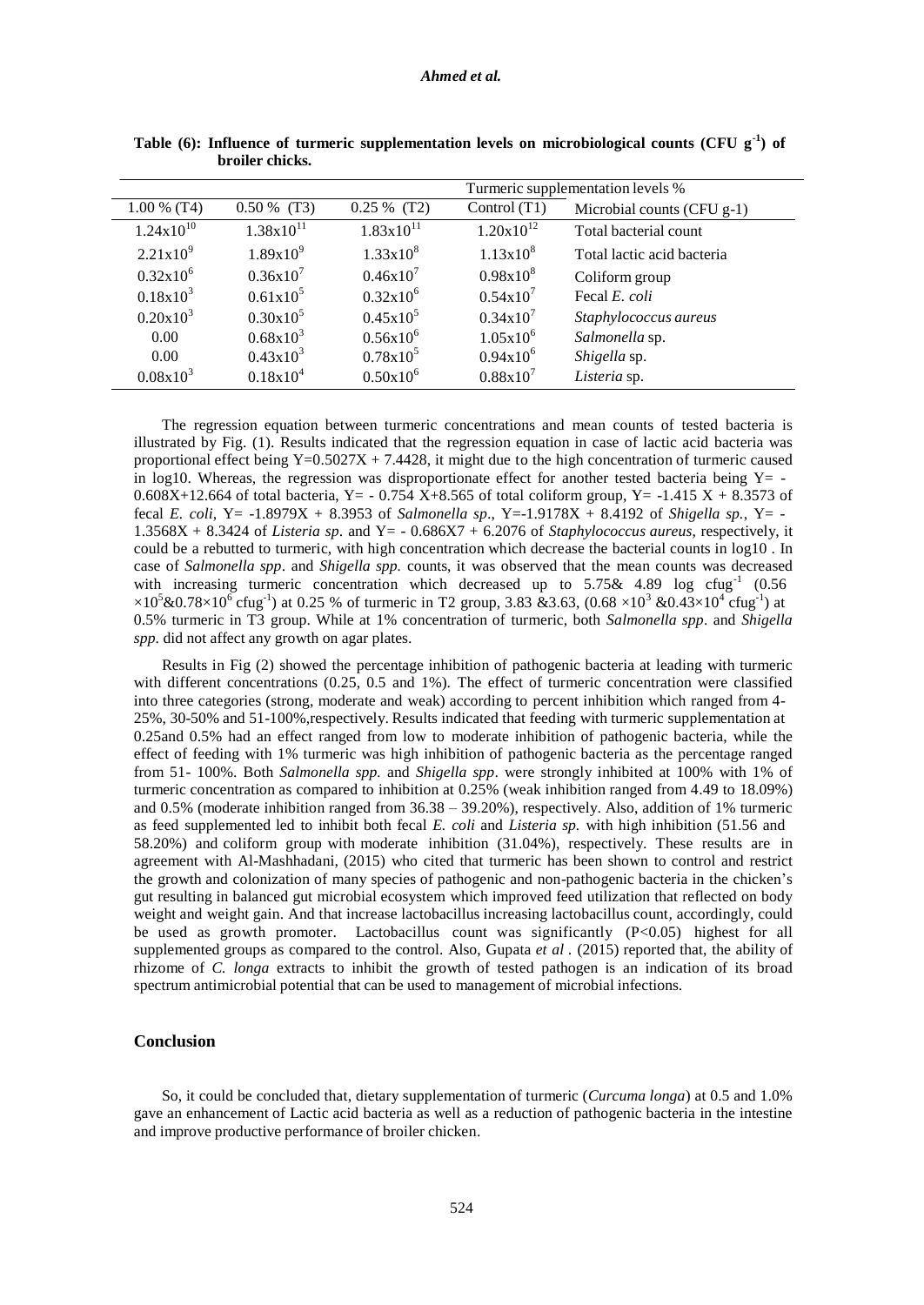**Table (6): Influence of turmeric supplementation levels on microbiological counts (CFU $g^{-1}$) of broiler chicks.**

| Turmeric supplementation levels % | | | | |
|---|---|---|---|---|
| 1.00 % (T4) | 0.50 % (T3) | 0.25 % (T2) | Control (T1) | Microbial counts (CFU g-1) |
| $1.24x10^{10}$ | $1.38x10^{11}$ | $1.83x10^{11}$ | $1.20x10^{12}$ | Total bacterial count |
| $2.21x10^{9}$ | $1.89x10^{9}$ | $1.33x10^{8}$ | $1.13x10^{8}$ | Total lactic acid bacteria |
| $0.32x10^{6}$ | $0.36x10^{7}$ | $0.46x10^{7}$ | $0.98x10^{8}$ | Coliform group |
| $0.18x10^{3}$ | $0.61x10^{5}$ | $0.32x10^{6}$ | $0.54x10^{7}$ | Fecal *E. coli* |
| $0.20x10^{3}$ | $0.30x10^{5}$ | $0.45x10^{5}$ | $0.34x10^{7}$ | *Staphylococcus aureus* |
| 0.00 | $0.68x10^{3}$ | $0.56x10^{6}$ | $1.05x10^{6}$ | *Salmonella* sp. |
| 0.00 | $0.43x10^{3}$ | $0.78x10^{5}$ | $0.94x10^{6}$ | *Shigella* sp. |
| $0.08x10^{3}$ | $0.18x10^{4}$ | $0.50x10^{6}$ | $0.88x10^{7}$ | *Listeria* sp. |

The regression equation between turmeric concentrations and mean counts of tested bacteria is illustrated by Fig. (1). Results indicated that the regression equation in case of lactic acid bacteria was proportional effect being $Y=0.5027X + 7.4428$, it might due to the high concentration of turmeric caused in log10. Whereas, the regression was disproportionate effect for another tested bacteria being $Y= -0.608X+12.664$ of total bacteria, $Y= - 0.754 X+8.565$ of total coliform group, $Y= -1.415 X + 8.3573$ of fecal *E. coli*, $Y= -1.8979X + 8.3953$ of *Salmonella sp*., $Y=-1.9178X + 8.4192$ of *Shigella sp.*, $Y= -1.3568X + 8.3424$ of *Listeria sp*. and $Y= - 0.686X7 + 6.2076$ of *Staphylococcus aureus*, respectively, it could be a rebutted to turmeric, with high concentration which decrease the bacterial counts in log10 . In case of *Salmonella spp*. and *Shigella spp.* counts, it was observed that the mean counts was decreased with increasing turmeric concentration which decreased up to 5.75& 4.89 log $cfug^{-1}$ ($0.56 \times10^{5}$&$0.78\times10^{6}$ $cfug^{-1}$) at 0.25 % of turmeric in T2 group, 3.83 &3.63, ($0.68 \times10^{3}$ &$0.43\times10^{4}$ $cfug^{-1}$) at 0.5% turmeric in T3 group. While at 1% concentration of turmeric, both *Salmonella spp*. and *Shigella spp*. did not affect any growth on agar plates.

Results in Fig (2) showed the percentage inhibition of pathogenic bacteria at leading with turmeric with different concentrations (0.25, 0.5 and 1%). The effect of turmeric concentration were classified into three categories (strong, moderate and weak) according to percent inhibition which ranged from 4-25%, 30-50% and 51-100%,respectively. Results indicated that feeding with turmeric supplementation at 0.25and 0.5% had an effect ranged from low to moderate inhibition of pathogenic bacteria, while the effect of feeding with 1% turmeric was high inhibition of pathogenic bacteria as the percentage ranged from 51- 100%. Both *Salmonella spp.* and *Shigella spp*. were strongly inhibited at 100% with 1% of turmeric concentration as compared to inhibition at 0.25% (weak inhibition ranged from 4.49 to 18.09%) and 0.5% (moderate inhibition ranged from 36.38 – 39.20%), respectively. Also, addition of 1% turmeric as feed supplemented led to inhibit both fecal *E. coli* and *Listeria sp.* with high inhibition (51.56 and 58.20%) and coliform group with moderate inhibition (31.04%), respectively. These results are in agreement with Al-Mashhadani, (2015) who cited that turmeric has been shown to control and restrict the growth and colonization of many species of pathogenic and non-pathogenic bacteria in the chicken's gut resulting in balanced gut microbial ecosystem which improved feed utilization that reflected on body weight and weight gain. And that increase lactobacillus increasing lactobacillus count, accordingly, could be used as growth promoter. Lactobacillus count was significantly ($P<0.05$) highest for all supplemented groups as compared to the control. Also, Gupata *et al* . (2015) reported that, the ability of rhizome of *C. longa* extracts to inhibit the growth of tested pathogen is an indication of its broad spectrum antimicrobial potential that can be used to management of microbial infections.

## Conclusion

So, it could be concluded that, dietary supplementation of turmeric (*Curcuma longa*) at 0.5 and 1.0% gave an enhancement of Lactic acid bacteria as well as a reduction of pathogenic bacteria in the intestine and improve productive performance of broiler chicken.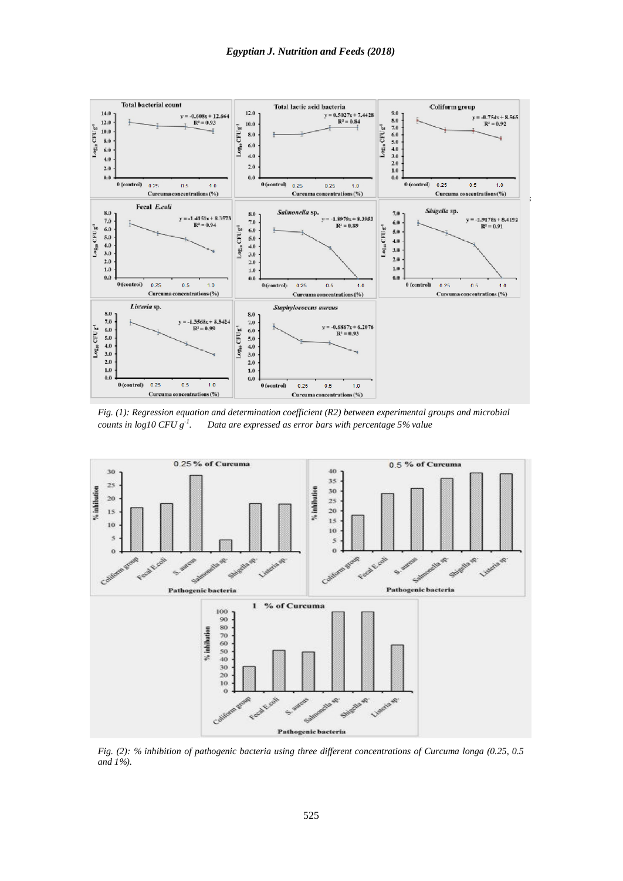*Fig. (1): Regression equation and determination coefficient (R2) between experimental groups and microbial counts in log10 CFU $g^{-1}$. Data are expressed as error bars with percentage 5% value*

*Fig. (2): % inhibition of pathogenic bacteria using three different concentrations of Curcuma longa (0.25, 0.5 and 1%).*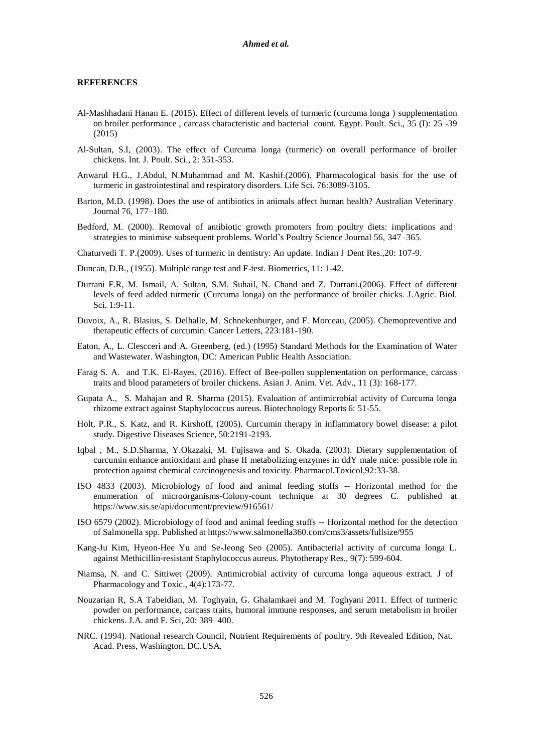## REFERENCES

Al-Mashhadani Hanan E. (2015). Effect of different levels of turmeric (curcuma longa ) supplementation on broiler performance , carcass characteristic and bacterial count. Egypt. Poult. Sci., 35 (I): 25 -39 (2015)

Al-Sultan, S.I, (2003). The effect of Curcuma longa (turmeric) on overall performance of broiler chickens. Int. J. Poult. Sci., 2: 351-353.

Anwarul H.G., J.Abdul, N.Muhammad and M. Kashif.(2006). Pharmacological basis for the use of turmeric in gastrointestinal and respiratory disorders. Life Sci. 76:3089-3105.

Barton, M.D. (1998). Does the use of antibiotics in animals affect human health? Australian Veterinary Journal 76, 177–180.

Bedford, M. (2000). Removal of antibiotic growth promoters from poultry diets: implications and strategies to minimise subsequent problems. World's Poultry Science Journal 56, 347–365.

Chaturvedi T. P.(2009). Uses of turmeric in dentistry: An update. Indian J Dent Res.,20: 107-9.

Duncan, D.B., (1955). Multiple range test and F-test. Biometrics, 11: 1-42.

Durrani F.R, M. Ismail, A. Sultan, S.M. Suhail, N. Chand and Z. Durrani.(2006). Effect of different levels of feed added turmeric (Curcuma longa) on the performance of broiler chicks. J.Agric. Biol. Sci. 1:9-11.

Duvoix, A., R. Blasius, S. Delhalle, M. Schnekenburger, and F. Morceau, (2005). Chemopreventive and therapeutic effects of curcumin. Cancer Letters, 223:181-190.

Eaton, A., L. Clescceri and A. Greenberg, (ed.) (1995) Standard Methods for the Examination of Water and Wastewater. Washington, DC: American Public Health Association.

Farag S. A. and T.K. El-Rayes, (2016). Effect of Bee-pollen supplementation on performance, carcass traits and blood parameters of broiler chickens. Asian J. Anim. Vet. Adv., 11 (3): 168-177.

Gupata A., S. Mahajan and R. Sharma (2015). Evaluation of antimicrobial activity of Curcuma longa rhizome extract against Staphylococcus aureus. Biotechnology Reports 6: 51-55.

Holt, P.R., S. Katz, and R. Kirshoff, (2005). Curcumin therapy in inflammatory bowel disease: a pilot study. Digestive Diseases Science, 50:2191-2193.

Iqbal , M., S.D.Sharma, Y.Okazaki, M. Fujisawa and S. Okada. (2003). Dietary supplementation of curcumin enhance antioxidant and phase II metabolizing enzymes in ddY male mice: possible role in protection against chemical carcinogenesis and toxicity. Pharmacol.Toxicol,92:33-38.

ISO 4833 (2003). Microbiology of food and animal feeding stuffs -- Horizontal method for the enumeration of microorganisms-Colony-count technique at 30 degrees C. published at https://www.sis.se/api/document/preview/916561/

ISO 6579 (2002). Microbiology of food and animal feeding stuffs -- Horizontal method for the detection of Salmonella spp. Published at https://www.salmonella360.com/cms3/assets/fullsize/955

Kang-Ju Kim, Hyeon-Hee Yu and Se-Jeong Seo (2005). Antibacterial activity of curcuma longa L. against Methicillin-resistant Staphylococcus aureus. Phytotherapy Res., 9(7): 599-604.

Niamsa, N. and C. Sittiwet (2009). Antimicrobial activity of curcuma longa aqueous extract. J of Pharmacology and Toxic., 4(4):173-77.

Nouzarian R, S.A Tabeidian, M. Toghyain, G. Ghalamkaei and M. Toghyani 2011. Effect of turmeric powder on performance, carcass traits, humoral immune responses, and serum metabolism in broiler chickens. J.A. and F. Sci, 20: 389–400.

NRC. (1994). National research Council, Nutrient Requirements of poultry. 9th Revealed Edition, Nat. Acad. Press, Washington, DC.USA.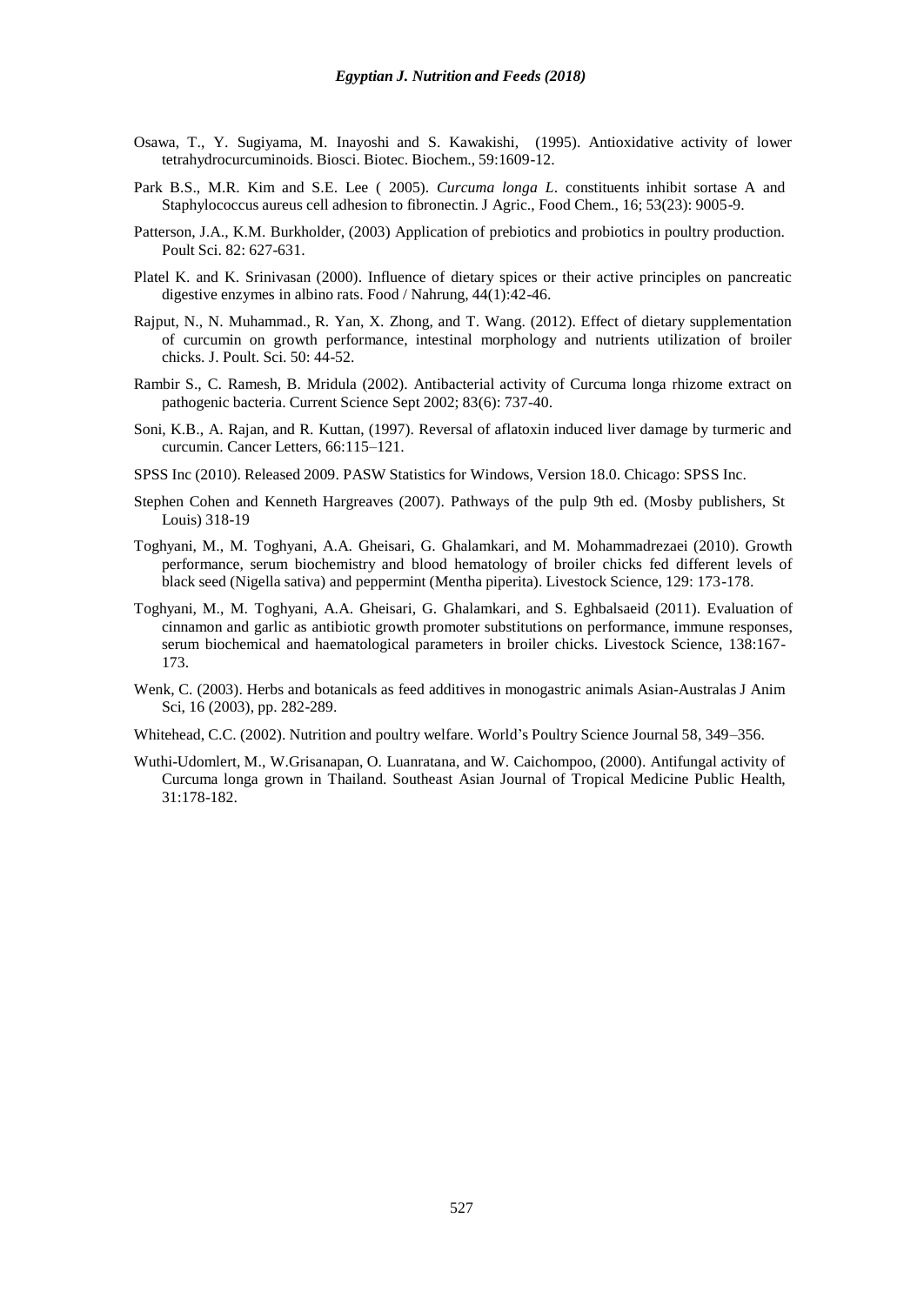Osawa, T., Y. Sugiyama, M. Inayoshi and S. Kawakishi, (1995). Antioxidative activity of lower tetrahydrocurcuminoids. Biosci. Biotec. Biochem., 59:1609-12.

Park B.S., M.R. Kim and S.E. Lee ( 2005). *Curcuma longa L*. constituents inhibit sortase A and Staphylococcus aureus cell adhesion to fibronectin. J Agric., Food Chem., 16; 53(23): 9005-9.

Patterson, J.A., K.M. Burkholder, (2003) Application of prebiotics and probiotics in poultry production. Poult Sci. 82: 627-631.

Platel K. and K. Srinivasan (2000). Influence of dietary spices or their active principles on pancreatic digestive enzymes in albino rats. Food / Nahrung, 44(1):42-46.

Rajput, N., N. Muhammad., R. Yan, X. Zhong, and T. Wang. (2012). Effect of dietary supplementation of curcumin on growth performance, intestinal morphology and nutrients utilization of broiler chicks. J. Poult. Sci. 50: 44-52.

Rambir S., C. Ramesh, B. Mridula (2002). Antibacterial activity of Curcuma longa rhizome extract on pathogenic bacteria. Current Science Sept 2002; 83(6): 737-40.

Soni, K.B., A. Rajan, and R. Kuttan, (1997). Reversal of aflatoxin induced liver damage by turmeric and curcumin. Cancer Letters, 66:115–121.

SPSS Inc (2010). Released 2009. PASW Statistics for Windows, Version 18.0. Chicago: SPSS Inc.

Stephen Cohen and Kenneth Hargreaves (2007). Pathways of the pulp 9th ed. (Mosby publishers, St Louis) 318-19

Toghyani, M., M. Toghyani, A.A. Gheisari, G. Ghalamkari, and M. Mohammadrezaei (2010). Growth performance, serum biochemistry and blood hematology of broiler chicks fed different levels of black seed (Nigella sativa) and peppermint (Mentha piperita). Livestock Science, 129: 173-178.

Toghyani, M., M. Toghyani, A.A. Gheisari, G. Ghalamkari, and S. Eghbalsaeid (2011). Evaluation of cinnamon and garlic as antibiotic growth promoter substitutions on performance, immune responses, serum biochemical and haematological parameters in broiler chicks. Livestock Science, 138:167-173.

Wenk, C. (2003). Herbs and botanicals as feed additives in monogastric animals Asian-Australas J Anim Sci, 16 (2003), pp. 282-289.

Whitehead, C.C. (2002). Nutrition and poultry welfare. World's Poultry Science Journal 58, 349–356.

Wuthi-Udomlert, M., W.Grisanapan, O. Luanratana, and W. Caichompoo, (2000). Antifungal activity of Curcuma longa grown in Thailand. Southeast Asian Journal of Tropical Medicine Public Health, 31:178-182.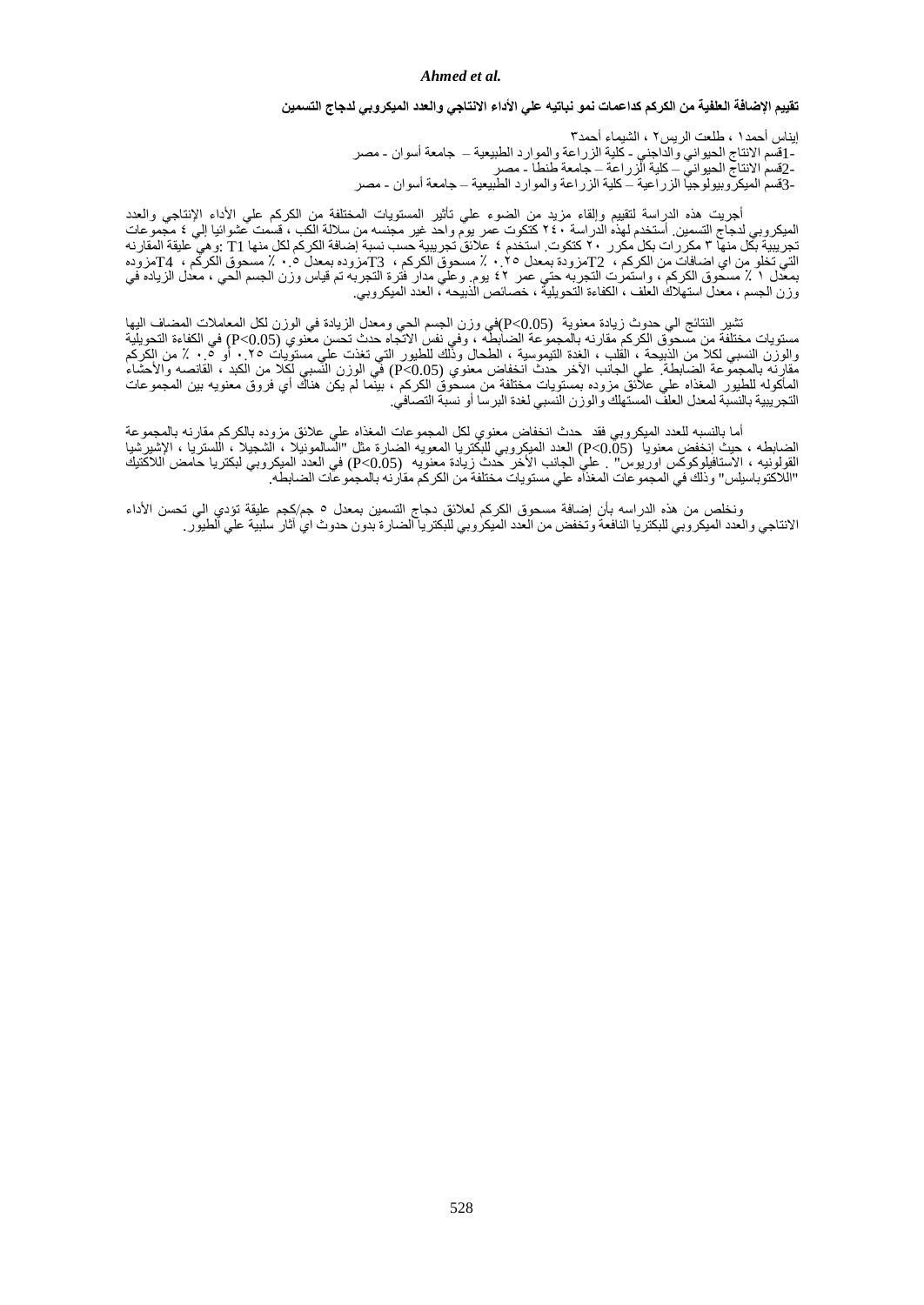**تقييم الإضافة العلفية من الكركم كداعمات نمو نباتيه علي الأداء الانتاجي والعدد الميكروبي لدجاج التسمين**

إيناس أحمد١ ، طلعت الريس٢ ، الشيماء أحمد٣

1- قسم الانتاج الحيواني والداجني - كلية الزراعة والموارد الطبيعية – جامعة أسوان - مصر

2- قسم الانتاج الحيواني – كلية الزراعة – جامعة طنطا - مصر

3- قسم الميكروبيولوجيا الزراعية – كلية الزراعة والموارد الطبيعية – جامعة أسوان - مصر

أجريت هذه الدراسة لتقييم والقاء مزيد من الضوء علي تأثير المستويات المختلفة من الكركم علي الأداء الإنتاجي والعدد الميكروبي لدجاج التسمين. أستخدم لهذه الدراسة ٢٤٠ كتكوت عمر يوم واحد غير مجنسه من سلالة الكب ، قسمت عشوائيا إلي ٤ مجموعات تجريبية بكل منها ٣ مكررات بكل مكرر ٢٠ كتكوت. استخدم ٤ علائق تجريبية حسب نسبة إضافة الكركم لكل منها T1 :وهي عليقة المقارنه التي تخلو من اي اضافات من الكركم ، T2مزودة بمعدل ٠.٢٥ ٪ مسحوق الكركم ، T3مزوده بمعدل ٠.٥ ٪ مسحوق الكركم ، T4مزوده بمعدل ١ ٪ مسحوق الكركم ، واستمرت التجربه حتي عمر ٤٢ يوم. وعلي مدار فترة التجربه تم قياس وزن الجسم الحي ، معدل الزياده في وزن الجسم ، معدل استهلاك العلف ، الكفاءة التحويلية ، خصائص الذبيحه ، العدد الميكروبي.

تشير النتائج الي حدوث زيادة معنوية ($P<0.05$)في وزن الجسم الحي ومعدل الزيادة في الوزن لكل المعاملات المضاف اليها مستويات مختلفة من مسحوق الكركم مقارنه بالمجموعة الضابطه ، وفي نفس الاتجاه حدث تحسن معنوي ($P<0.05$) في الكفاءة التحويلية والوزن النسبي لكلا من الذبيحة ، القلب ، الغدة التيموسية ، الطحال وذلك للطيور التي تغذت علي مستويات ٠.٢٥ أو ٠.٥ ٪ من الكركم مقارنه بالمجموعة الضابطة. علي الجانب الأخر حدث انخفاض معنوي ($P<0.05$) في الوزن النسبي لكلا من الكبد ، القانصه والأحشاء المأكوله للطيور المغذاه علي علائق مزوده بمستويات مختلفة من مسحوق الكركم ، بينما لم يكن هناك أي فروق معنويه بين المجموعات التجريبية بالنسبة لمعدل العلف المستهلك والوزن النسبي لغدة البرسا أو نسبة التصافي.

أما بالنسبه للعدد الميكروبي فقد حدث انخفاض معنوي لكل المجموعات المغذاه علي علائق مزوده بالكركم مقارنه بالمجموعة الضابطه ، حيث إنخفض معنويا ($P<0.05$) العدد الميكروبي للبكتريا المعويه الضارة مثل "السالمونيلا ، الشجيلا ، اللستريا ، الإشيرشيا القولونيه ، الاستافيلوكوكس اوريوس" . علي الجانب الأخر حدث زيادة معنويه ($P<0.05$) في العدد الميكروبي لبكتريا حامض اللاكتيك "اللاكتوباسيلس" وذلك في المجموعات المغذاه علي مستويات مختلفة من الكركم مقارنه بالمجموعات الضابطه.

ونخلص من هذه الدراسه بأن إضافة مسحوق الكركم لعلائق دجاج التسمين بمعدل ٥ جم/كجم عليقة تؤدي الي تحسن الأداء الانتاجي والعدد الميكروبي للبكتريا النافعة وتخفض من العدد الميكروبي للبكتريا الضارة بدون حدوث اي آثار سلبية علي الطيور.